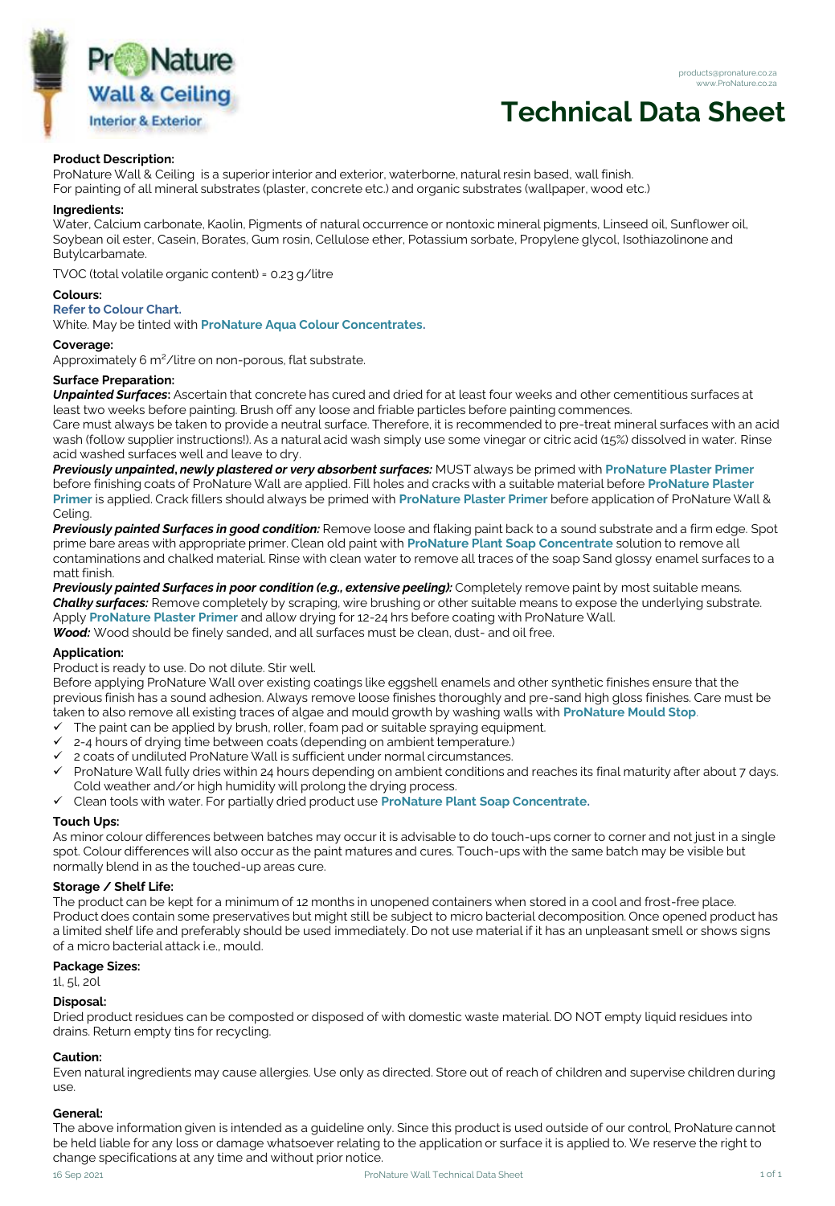products@pronature.co.za
www.ProNature.co.za

ProNature Wall & Ceiling
Interior & Exterior

# Technical Data Sheet

**Product Description:**

ProNature Wall & Ceiling is a superior interior and exterior, waterborne, natural resin based, wall finish.
For painting of all mineral substrates (plaster, concrete etc.) and organic substrates (wallpaper, wood etc.)

**Ingredients:**

Water, Calcium carbonate, Kaolin, Pigments of natural occurrence or nontoxic mineral pigments, Linseed oil, Sunflower oil, Soybean oil ester, Casein, Borates, Gum rosin, Cellulose ether, Potassium sorbate, Propylene glycol, Isothiazolinone and Butylcarbamate.

TVOC (total volatile organic content) = 0.23 g/litre

**Colours:**

**Refer to Colour Chart.**
White. May be tinted with **ProNature Aqua Colour Concentrates.**

**Coverage:**

Approximately 6 $m^2$/litre on non-porous, flat substrate.

**Surface Preparation:**

***Unpainted Surfaces*:** Ascertain that concrete has cured and dried for at least four weeks and other cementitious surfaces at least two weeks before painting. Brush off any loose and friable particles before painting commences.
Care must always be taken to provide a neutral surface. Therefore, it is recommended to pre-treat mineral surfaces with an acid wash (follow supplier instructions!). As a natural acid wash simply use some vinegar or citric acid (15%) dissolved in water. Rinse acid washed surfaces well and leave to dry.
***Previously unpainted, newly plastered or very absorbent surfaces:*** MUST always be primed with **ProNature Plaster Primer** before finishing coats of ProNature Wall are applied. Fill holes and cracks with a suitable material before **ProNature Plaster Primer** is applied. Crack fillers should always be primed with **ProNature Plaster Primer** before application of ProNature Wall & Celing.
***Previously painted Surfaces in good condition:*** Remove loose and flaking paint back to a sound substrate and a firm edge. Spot prime bare areas with appropriate primer. Clean old paint with **ProNature Plant Soap Concentrate** solution to remove all contaminations and chalked material. Rinse with clean water to remove all traces of the soap Sand glossy enamel surfaces to a matt finish.
***Previously painted Surfaces in poor condition (e.g., extensive peeling):*** Completely remove paint by most suitable means.
***Chalky surfaces:*** Remove completely by scraping, wire brushing or other suitable means to expose the underlying substrate. Apply **ProNature Plaster Primer** and allow drying for 12-24 hrs before coating with ProNature Wall.
***Wood:*** Wood should be finely sanded, and all surfaces must be clean, dust- and oil free.

**Application:**

Product is ready to use. Do not dilute. Stir well.
Before applying ProNature Wall over existing coatings like eggshell enamels and other synthetic finishes ensure that the previous finish has a sound adhesion. Always remove loose finishes thoroughly and pre-sand high gloss finishes. Care must be taken to also remove all existing traces of algae and mould growth by washing walls with **ProNature Mould Stop**.

- ✓ The paint can be applied by brush, roller, foam pad or suitable spraying equipment.
- ✓ 2-4 hours of drying time between coats (depending on ambient temperature.)
- ✓ 2 coats of undiluted ProNature Wall is sufficient under normal circumstances.
- ✓ ProNature Wall fully dries within 24 hours depending on ambient conditions and reaches its final maturity after about 7 days. Cold weather and/or high humidity will prolong the drying process.
- ✓ Clean tools with water. For partially dried product use **ProNature Plant Soap Concentrate.**

**Touch Ups:**

As minor colour differences between batches may occur it is advisable to do touch-ups corner to corner and not just in a single spot. Colour differences will also occur as the paint matures and cures. Touch-ups with the same batch may be visible but normally blend in as the touched-up areas cure.

**Storage / Shelf Life:**

The product can be kept for a minimum of 12 months in unopened containers when stored in a cool and frost-free place. Product does contain some preservatives but might still be subject to micro bacterial decomposition. Once opened product has a limited shelf life and preferably should be used immediately. Do not use material if it has an unpleasant smell or shows signs of a micro bacterial attack i.e., mould.

**Package Sizes:**

1l, 5l, 20l

**Disposal:**

Dried product residues can be composted or disposed of with domestic waste material. DO NOT empty liquid residues into drains. Return empty tins for recycling.

**Caution:**

Even natural ingredients may cause allergies. Use only as directed. Store out of reach of children and supervise children during use.

**General:**

The above information given is intended as a guideline only. Since this product is used outside of our control, ProNature cannot be held liable for any loss or damage whatsoever relating to the application or surface it is applied to. We reserve the right to change specifications at any time and without prior notice.

16 Sep 2021 ProNature Wall Technical Data Sheet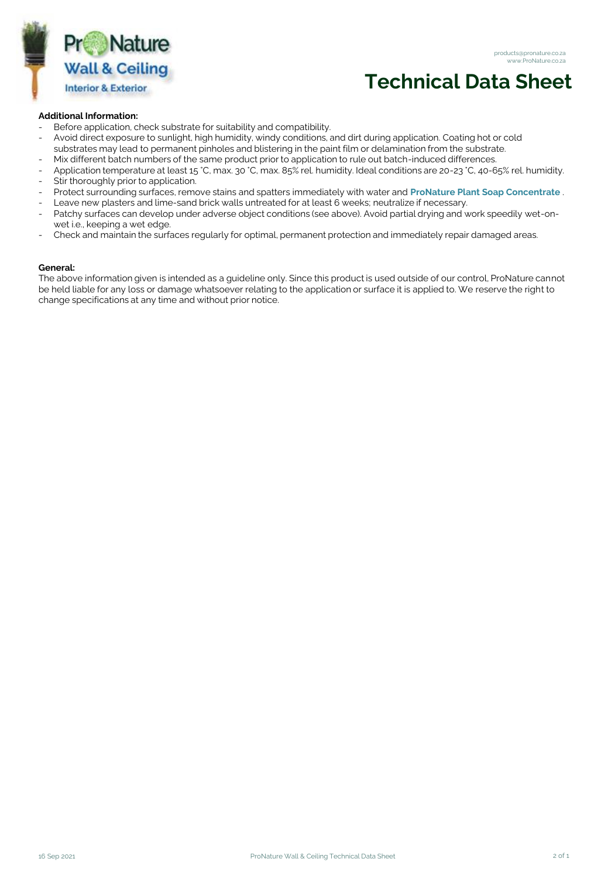**Additional Information:**

- Before application, check substrate for suitability and compatibility.
- Avoid direct exposure to sunlight, high humidity, windy conditions, and dirt during application. Coating hot or cold substrates may lead to permanent pinholes and blistering in the paint film or delamination from the substrate.
- Mix different batch numbers of the same product prior to application to rule out batch-induced differences.
- Application temperature at least 15 °C, max. 30 °C, max. 85% rel. humidity. Ideal conditions are 20-23 °C, 40-65% rel. humidity.
- Stir thoroughly prior to application.
- Protect surrounding surfaces, remove stains and spatters immediately with water and **ProNature Plant Soap Concentrate** .
- Leave new plasters and lime-sand brick walls untreated for at least 6 weeks; neutralize if necessary.
- Patchy surfaces can develop under adverse object conditions (see above). Avoid partial drying and work speedily wet-on-wet i.e., keeping a wet edge.
- Check and maintain the surfaces regularly for optimal, permanent protection and immediately repair damaged areas.

**General:**

The above information given is intended as a guideline only. Since this product is used outside of our control, ProNature cannot be held liable for any loss or damage whatsoever relating to the application or surface it is applied to. We reserve the right to change specifications at any time and without prior notice.